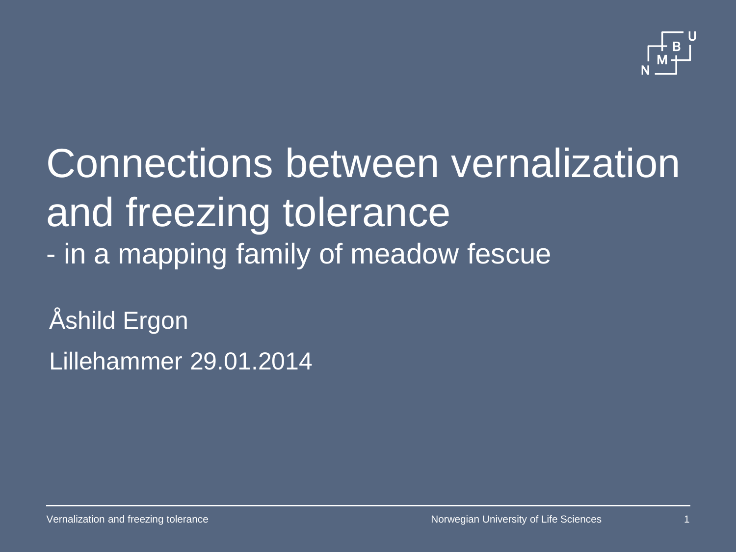# Connections between vernalization and freezing tolerance

## - in a mapping family of meadow fescue

Åshild Ergon

Lillehammer 29.01.2014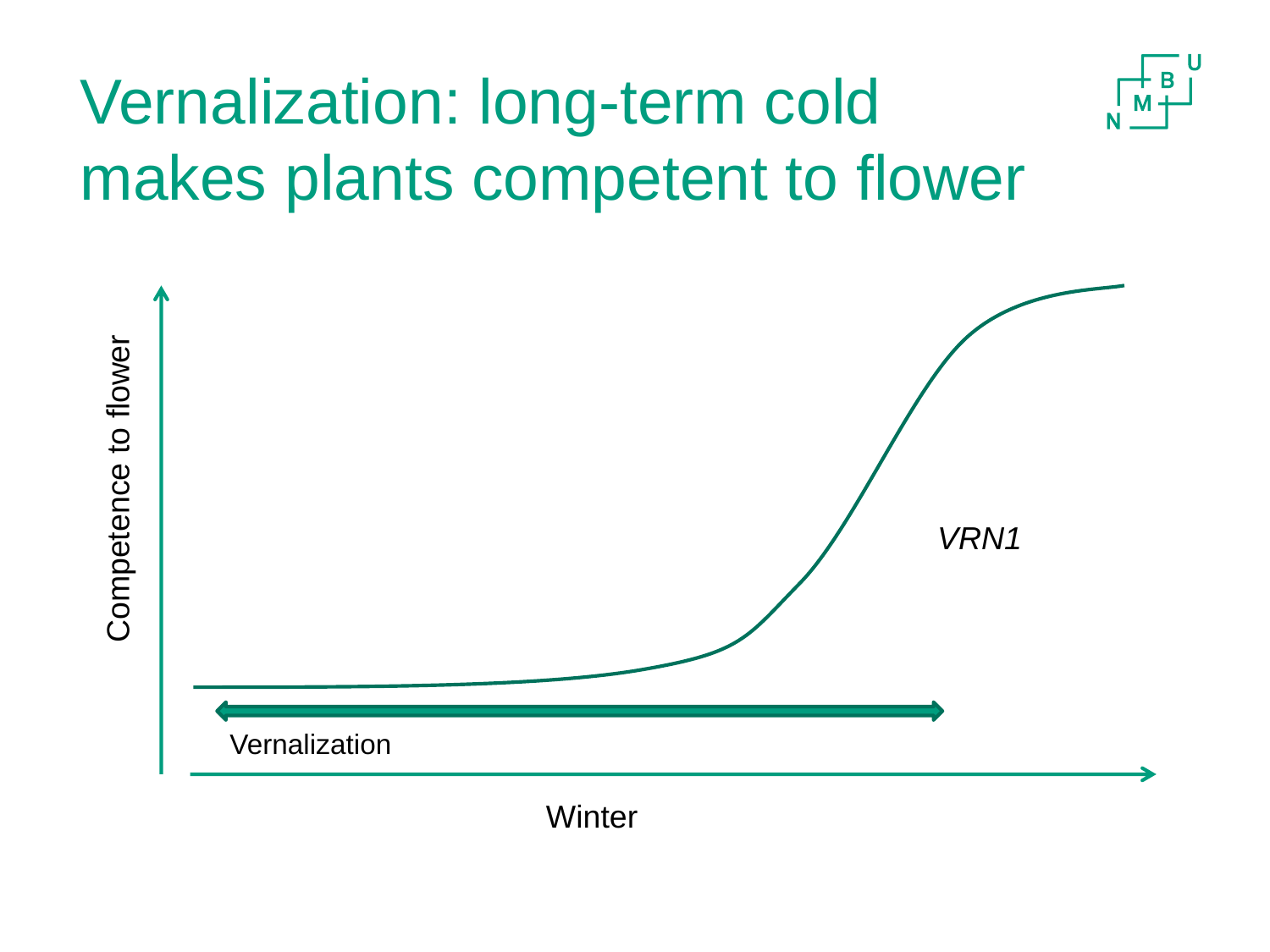# Vernalization: long-term cold makes plants competent to flower

Competence to flower

*VRN1*

Vernalization

Winter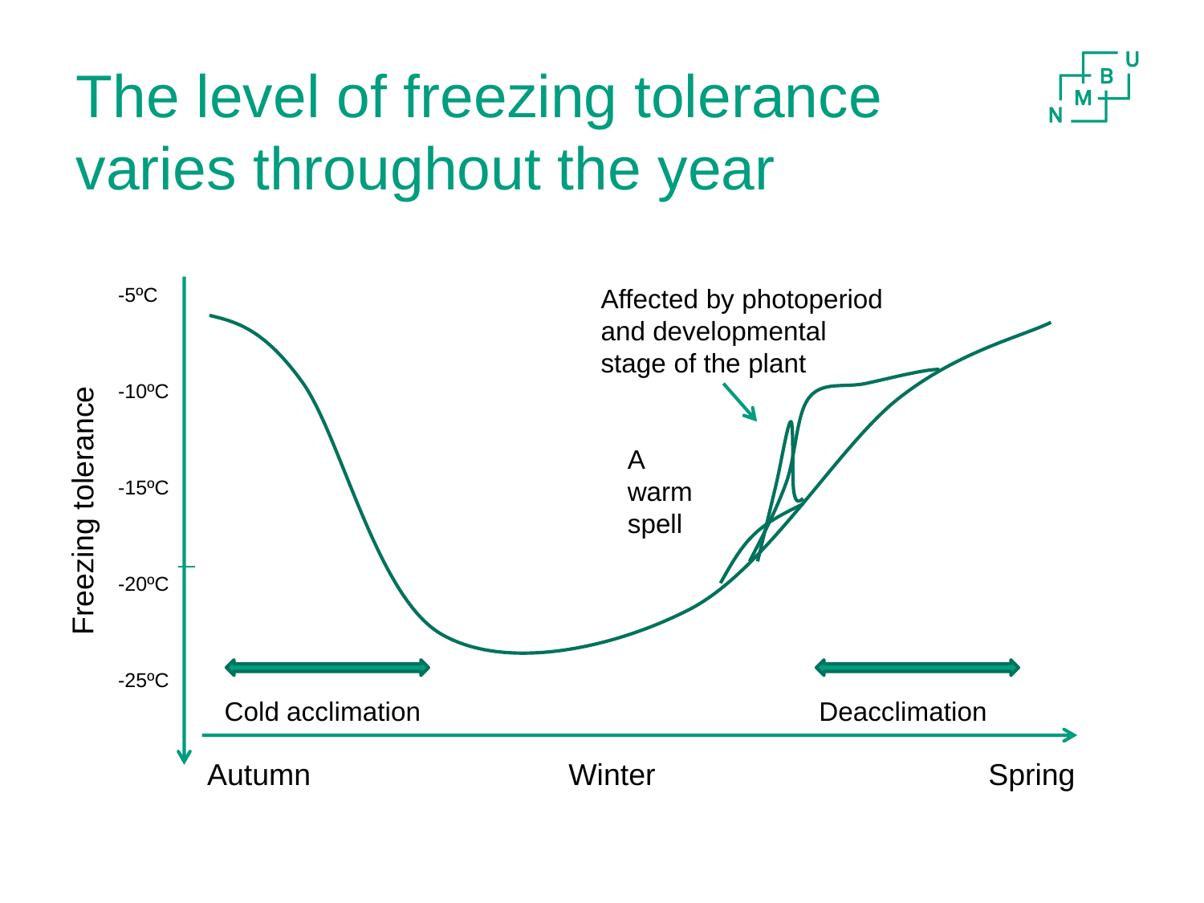# The level of freezing tolerance varies throughout the year

Freezing tolerance

-5ºC

-10ºC

-15ºC

-20ºC

-25ºC

Affected by photoperiod and developmental stage of the plant

A warm spell

Cold acclimation

Deacclimation

Autumn

Winter

Spring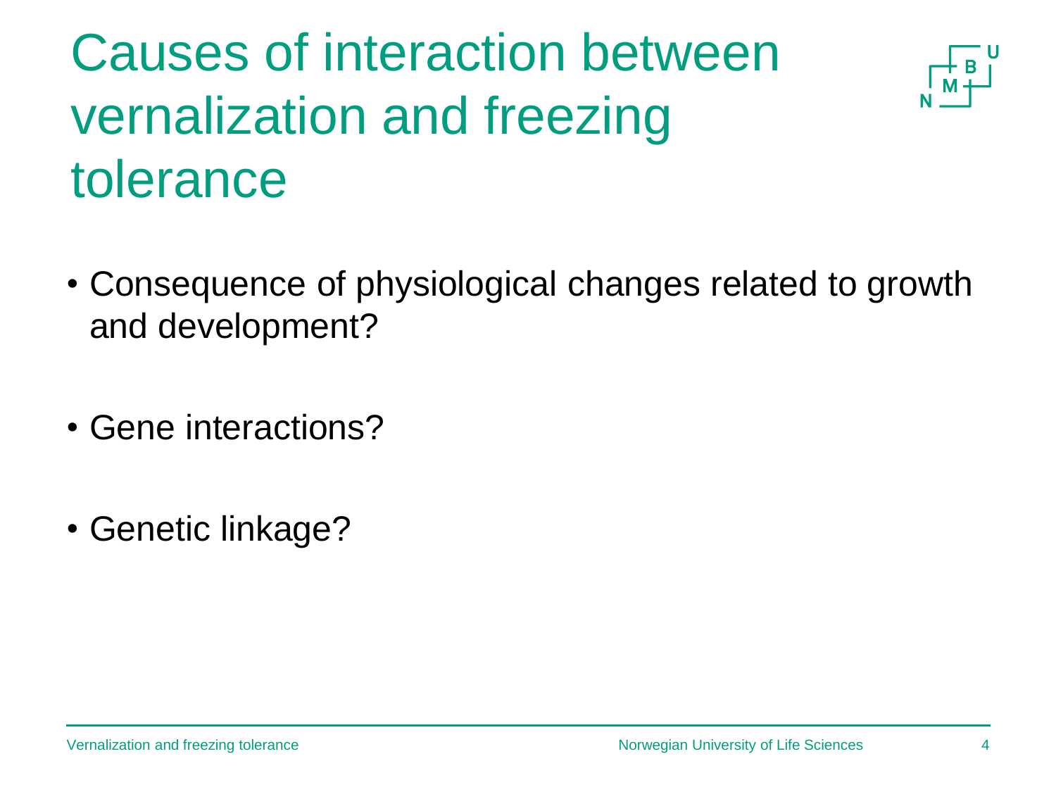# Causes of interaction between vernalization and freezing tolerance

- Consequence of physiological changes related to growth and development?
- Gene interactions?
- Genetic linkage?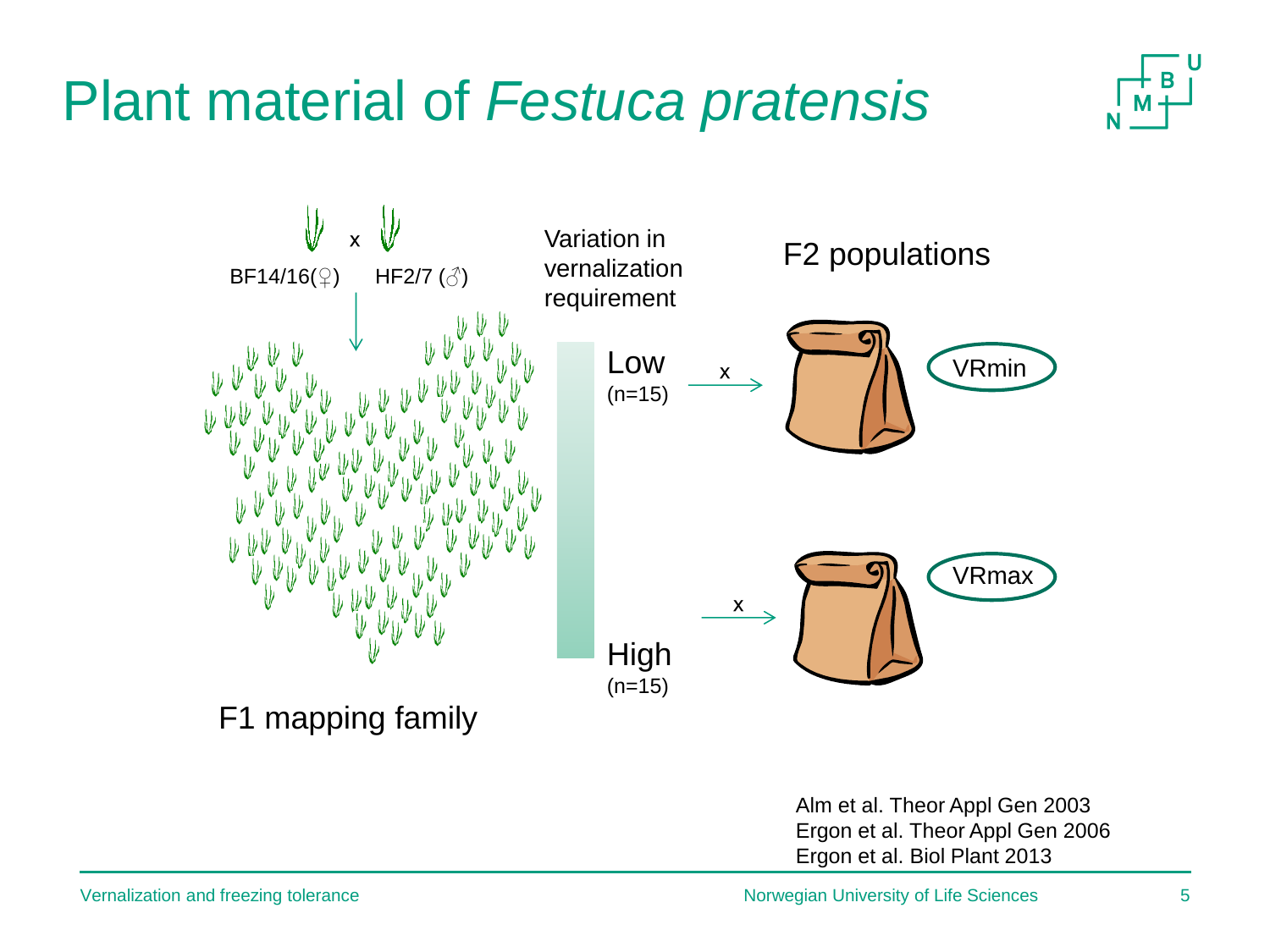# Plant material of *Festuca pratensis*

BF14/16(♀) x HF2/7 (♂)

F1 mapping family

Variation in vernalization requirement

Low (n=15) x → VRmin

High (n=15) x → VRmax

F2 populations

Alm et al. Theor Appl Gen 2003
Ergon et al. Theor Appl Gen 2006
Ergon et al. Biol Plant 2013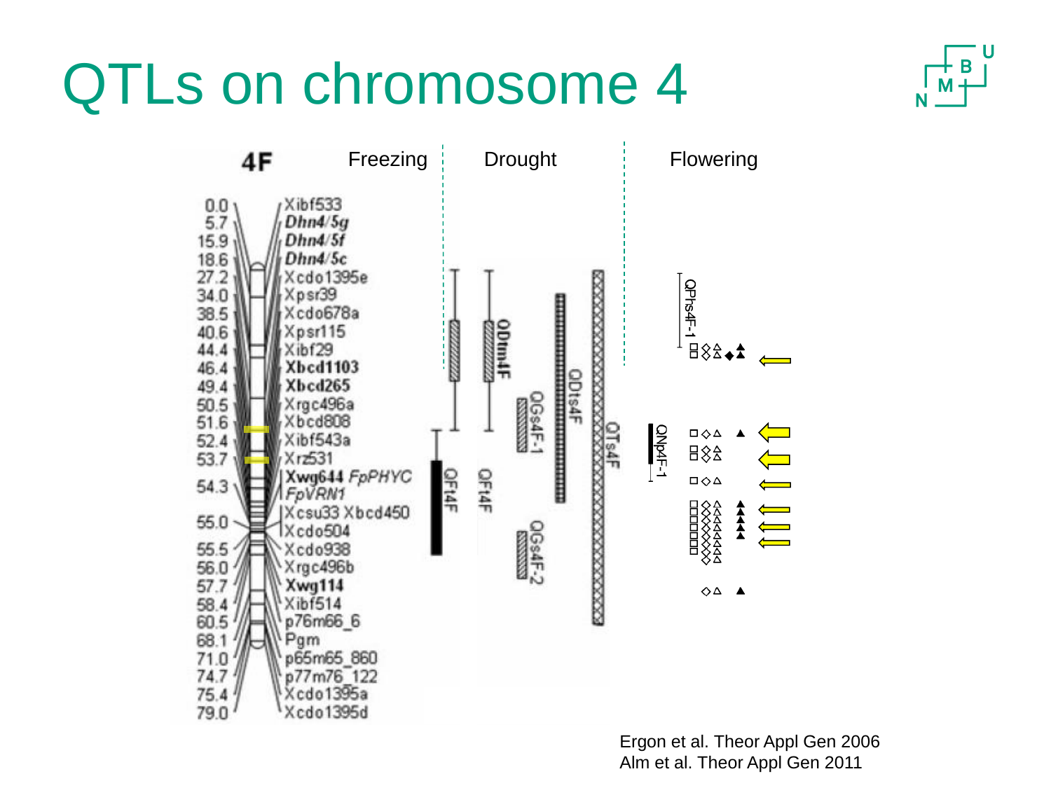# QTLs on chromosome 4

Freezing | Drought | Flowering

| cM | Marker |
|---|---|
| 0.0 | Xibf533 |
| 5.7 | **Dhn4/5g** |
| 15.9 | **Dhn4/5f** |
| 18.6 | **Dhn4/5c** |
| 27.2 | Xcdo1395e |
| 34.0 | Xpsr39 |
| 38.5 | Xcdo678a |
| 40.6 | Xpsr115 |
| 44.4 | Xibf29 |
| 46.4 | **Xbcd1103** |
| 49.4 | **Xbcd265** |
| 50.5 | Xrgc496a |
| 51.6 | Xbcd808 |
| 52.4 | Xibf543a |
| 53.7 | Xrz531 |
| 54.3 | **Xwg644** *FpPHYC* *FpVRN1* |
| 55.0 | Xcsu33 Xbcd450 Xcdo504 |
| 55.5 | Xcdo938 |
| 56.0 | Xrgc496b |
| 57.7 | **Xwg114** |
| 58.4 | Xibf514 |
| 60.5 | p76m66_6 |
| 68.1 | Pgm |
| 71.0 | p65m65_860 |
| 74.7 | p77m76_122 |
| 75.4 | Xcdo1395a |
| 79.0 | Xcdo1395d |

QTL labels: QFt4F, **QDfm4F**, QFt4F, QGs4F-1, QDts4F, QGs4F-2, QTs4F, QPhs4F-1, QNp4F-1

Ergon et al. Theor Appl Gen 2006
Alm et al. Theor Appl Gen 2011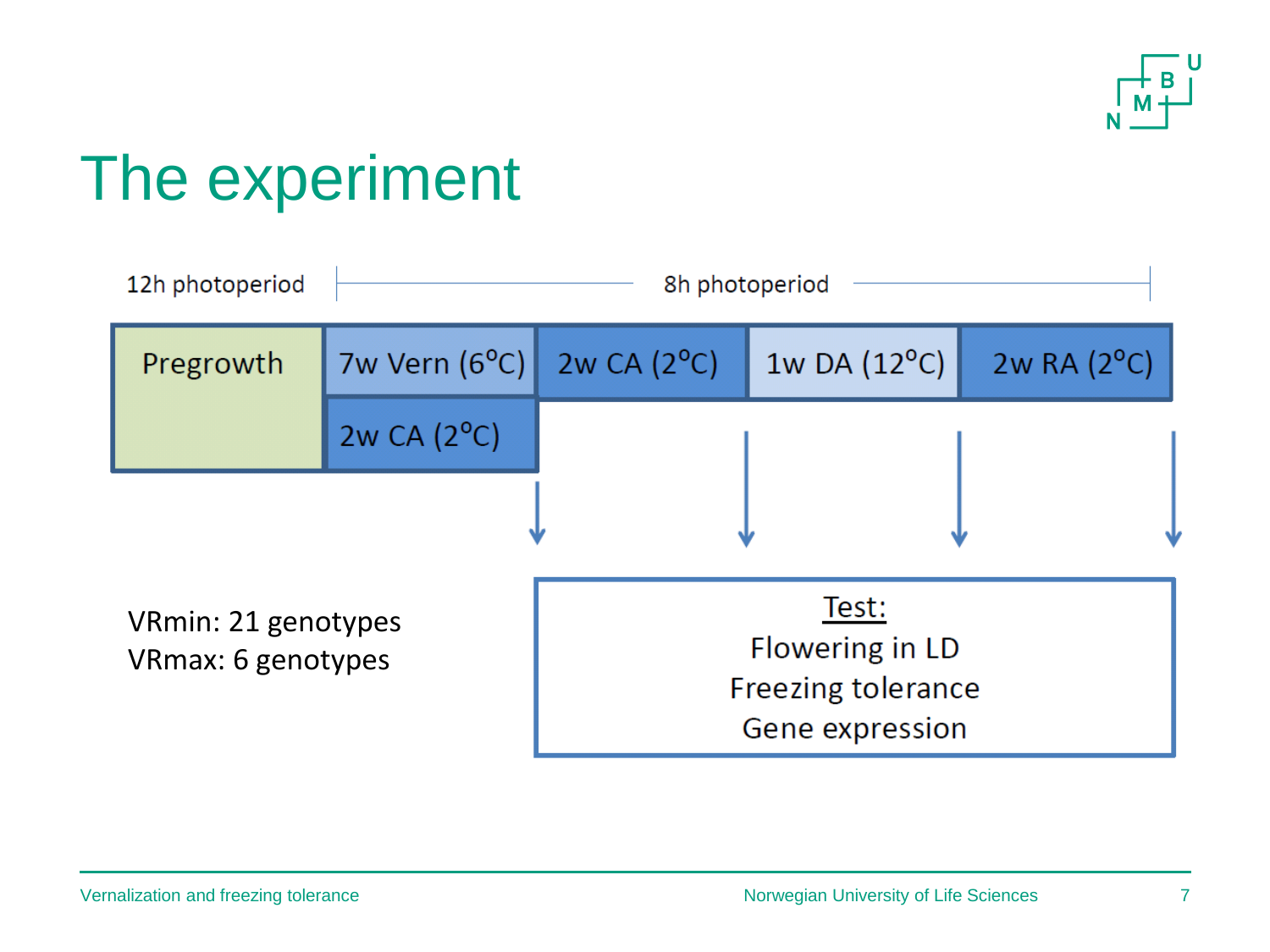# The experiment

12h photoperiod | 8h photoperiod

| Pregrowth | 7w Vern (6°C) | 2w CA (2°C) | 1w DA (12°C) | 2w RA (2°C) |
|---|---|---|---|---|
| | 2w CA (2°C) | | | |

VRmin: 21 genotypes
VRmax: 6 genotypes

**Test:**
Flowering in LD
Freezing tolerance
Gene expression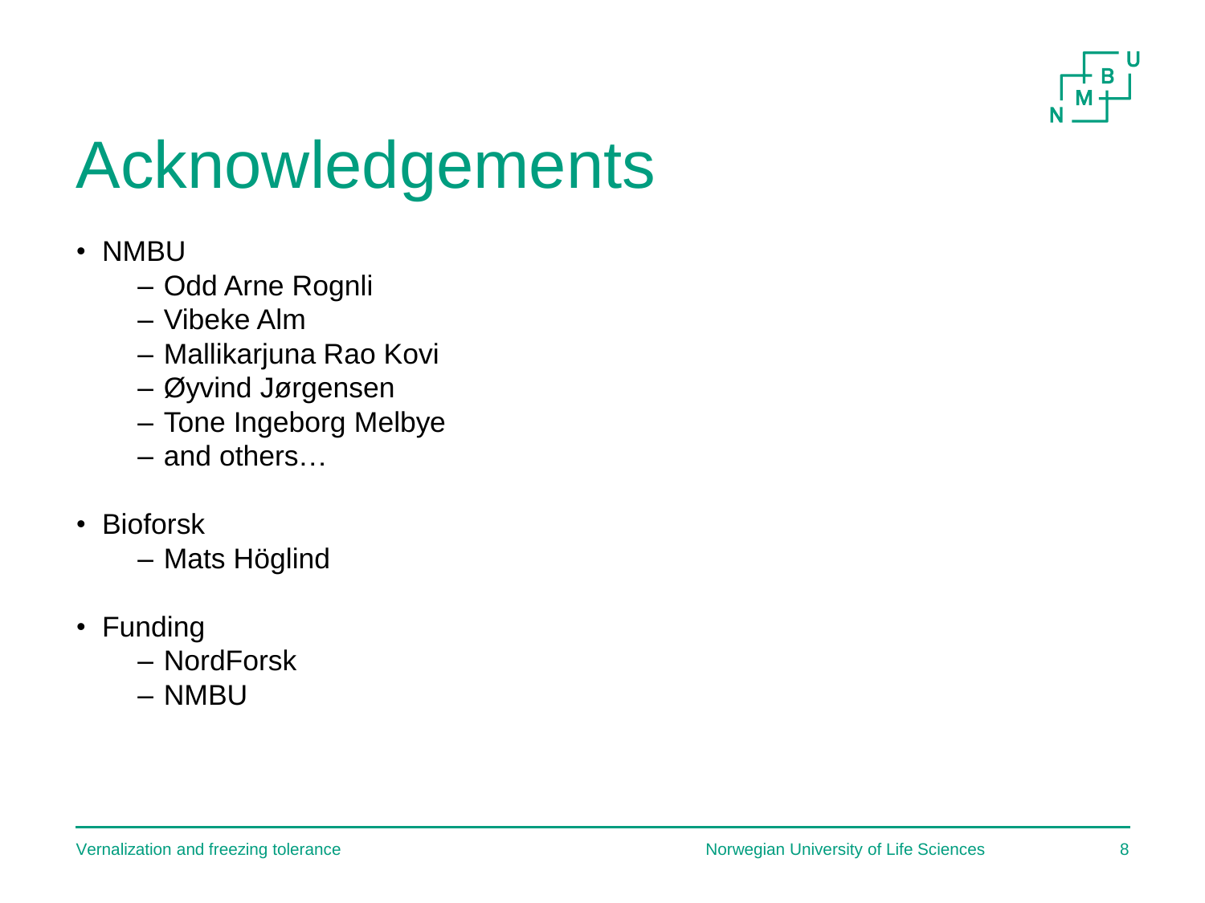# Acknowledgements

- NMBU
  - Odd Arne Rognli
  - Vibeke Alm
  - Mallikarjuna Rao Kovi
  - Øyvind Jørgensen
  - Tone Ingeborg Melbye
  - and others…
- Bioforsk
  - Mats Höglind
- Funding
  - NordForsk
  - NMBU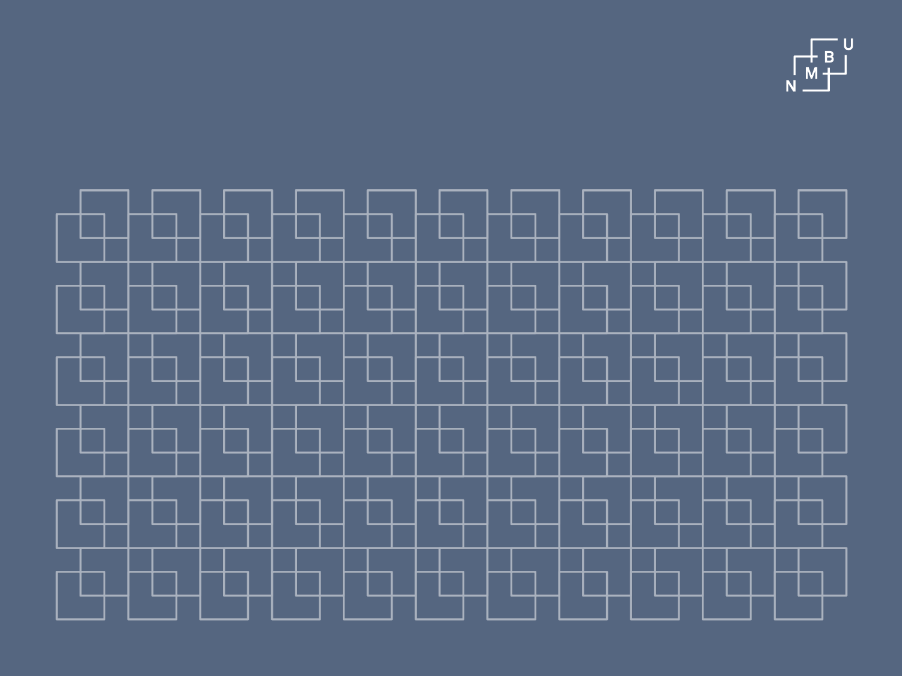NMBU